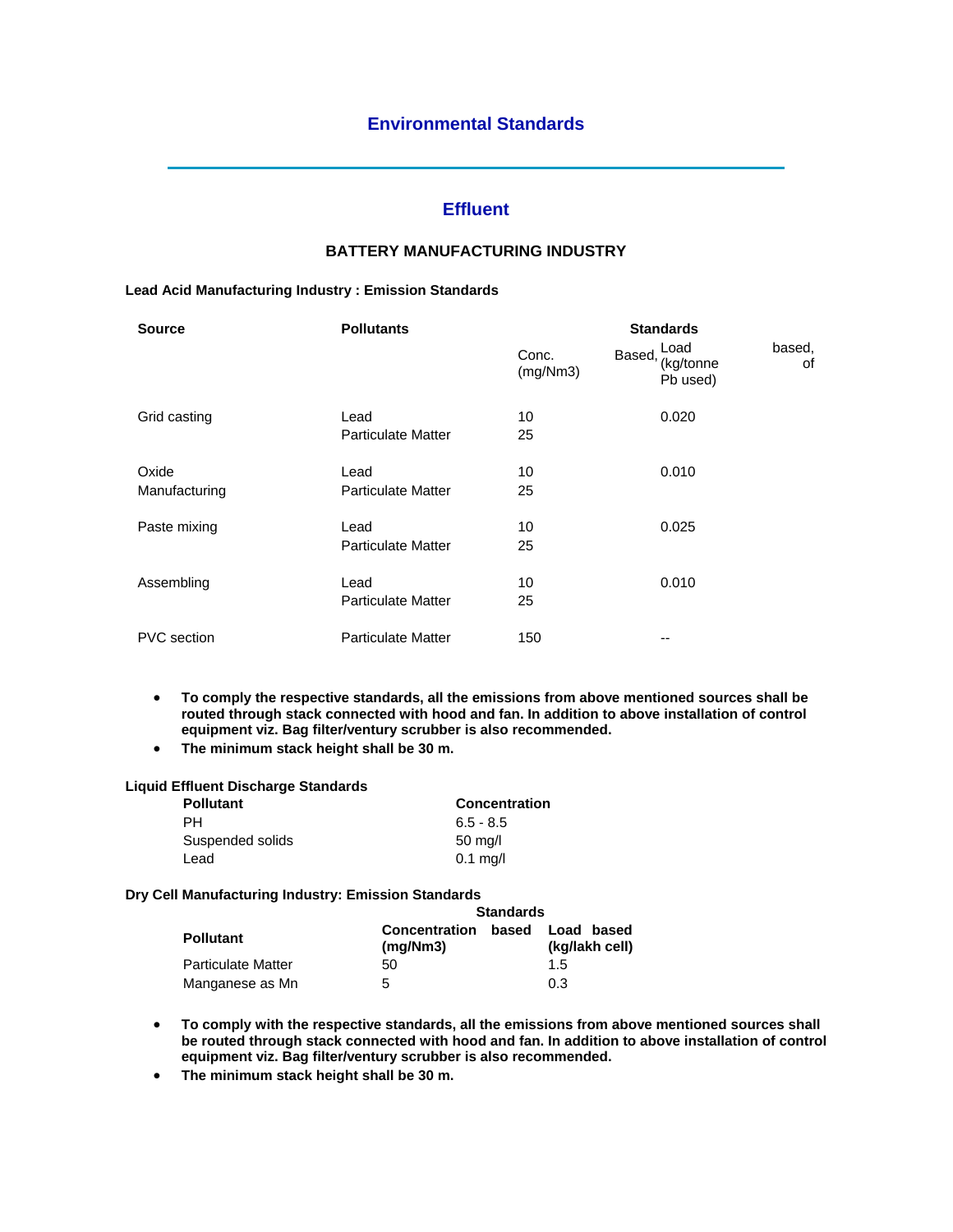# Environmental Standards

## Effluent

### BATTERY MANUFACTURING INDUSTRY

**Lead Acid Manufacturing Industry : Emission Standards**

| Source | Pollutants | Standards | |
|---|---|---|---|
| | | Conc. Based, (mg/Nm3) | Load based, of (kg/tonne Pb used) |
| Grid casting | Lead | 10 | 0.020 |
| | Particulate Matter | 25 | |
| Oxide Manufacturing | Lead | 10 | 0.010 |
| | Particulate Matter | 25 | |
| Paste mixing | Lead | 10 | 0.025 |
| | Particulate Matter | 25 | |
| Assembling | Lead | 10 | 0.010 |
| | Particulate Matter | 25 | |
| PVC section | Particulate Matter | 150 | -- |

- **To comply the respective standards, all the emissions from above mentioned sources shall be routed through stack connected with hood and fan. In addition to above installation of control equipment viz. Bag filter/ventury scrubber is also recommended.**
- **The minimum stack height shall be 30 m.**

**Liquid Effluent Discharge Standards**

| Pollutant | Concentration |
|---|---|
| PH | 6.5 - 8.5 |
| Suspended solids | 50 mg/l |
| Lead | 0.1 mg/l |

**Dry Cell Manufacturing Industry: Emission Standards**

| Pollutant | Standards | |
|---|---|---|
| | Concentration based (mg/Nm3) | Load based (kg/lakh cell) |
| Particulate Matter | 50 | 1.5 |
| Manganese as Mn | 5 | 0.3 |

- **To comply with the respective standards, all the emissions from above mentioned sources shall be routed through stack connected with hood and fan. In addition to above installation of control equipment viz. Bag filter/ventury scrubber is also recommended.**
- **The minimum stack height shall be 30 m.**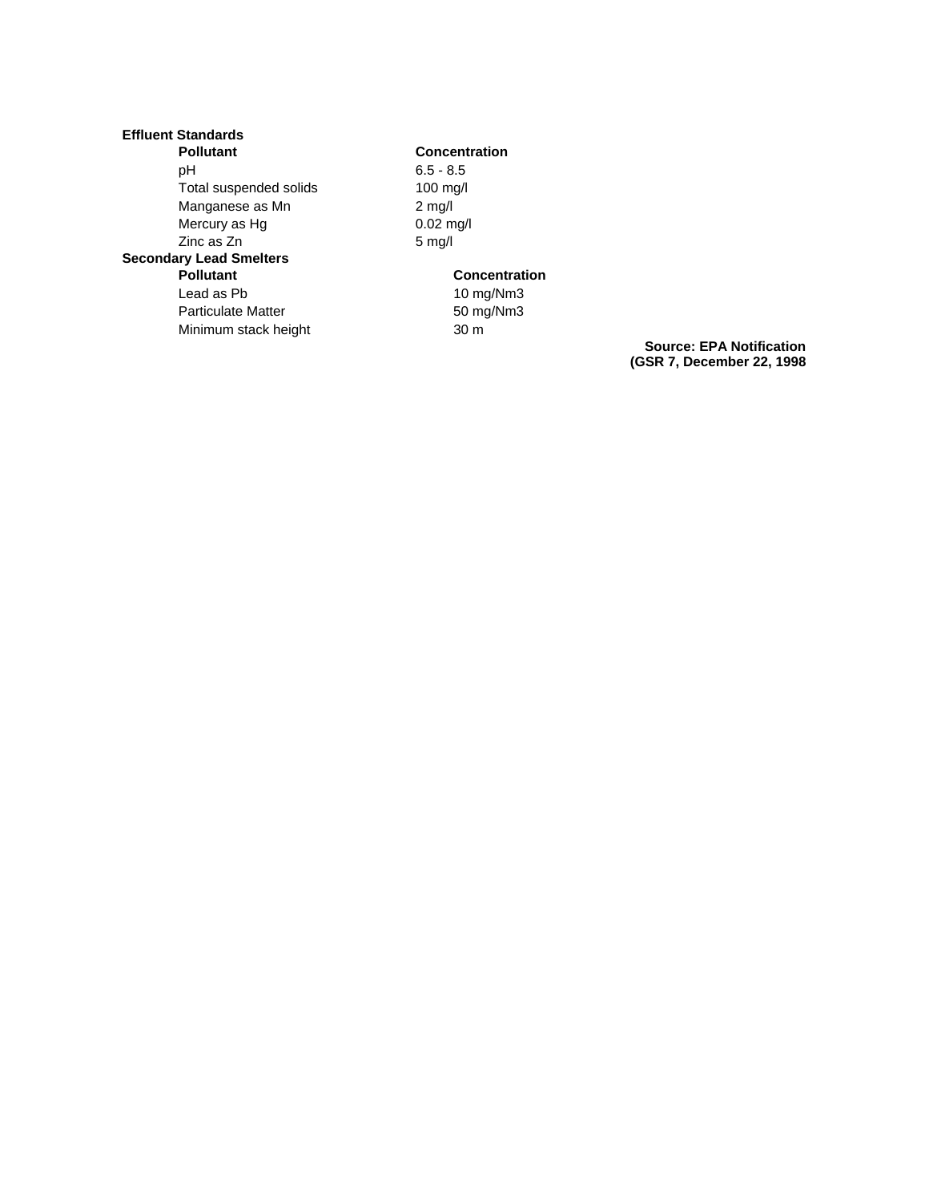**Effluent Standards**

| Pollutant | Concentration |
|---|---|
| pH | 6.5 - 8.5 |
| Total suspended solids | 100 mg/l |
| Manganese as Mn | 2 mg/l |
| Mercury as Hg | 0.02 mg/l |
| Zinc as Zn | 5 mg/l |

**Secondary Lead Smelters**

| Pollutant | Concentration |
|---|---|
| Lead as Pb | 10 mg/Nm3 |
| Particulate Matter | 50 mg/Nm3 |
| Minimum stack height | 30 m |

**Source: EPA Notification (GSR 7, December 22, 1998**